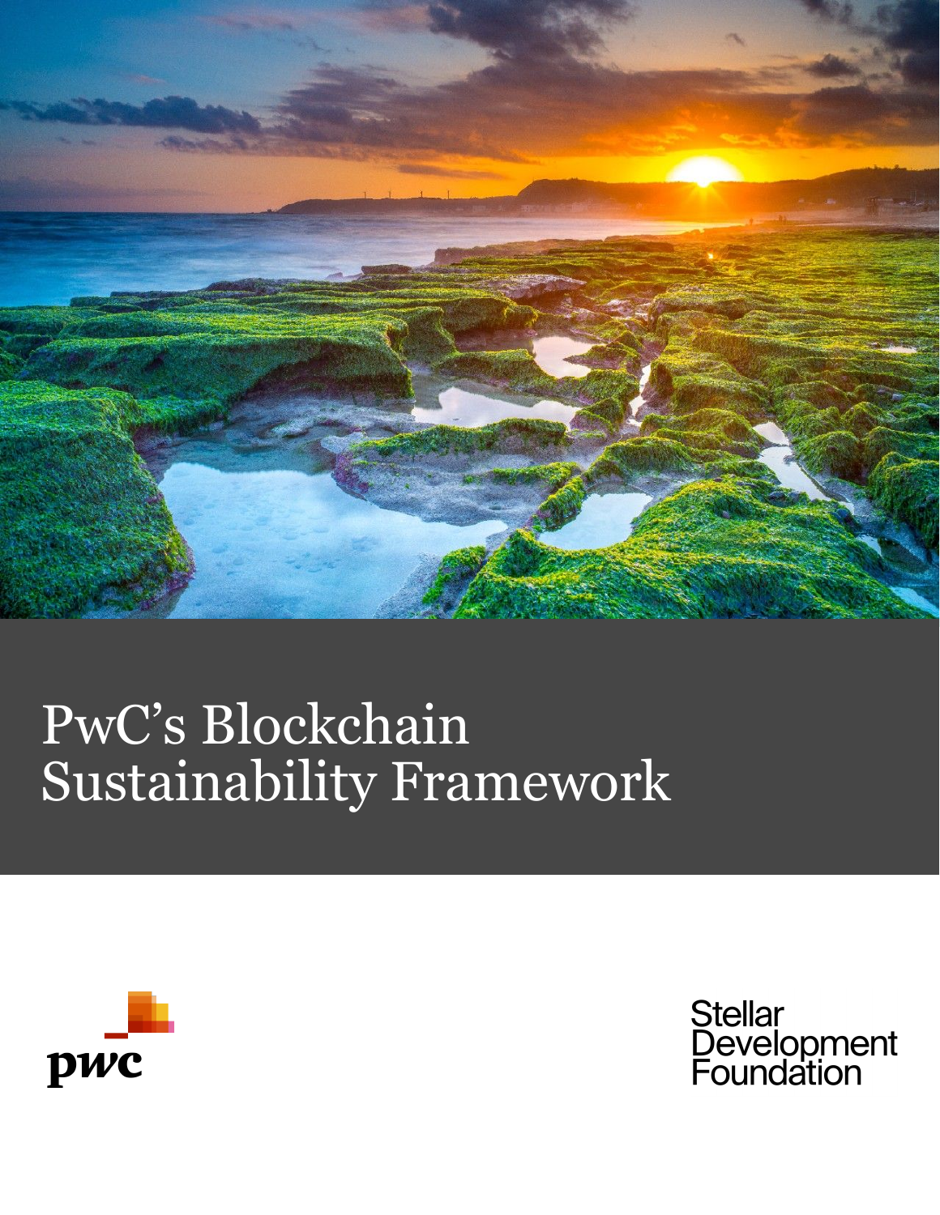# PwC's Blockchain Sustainability Framework

pwc

Stellar Development Foundation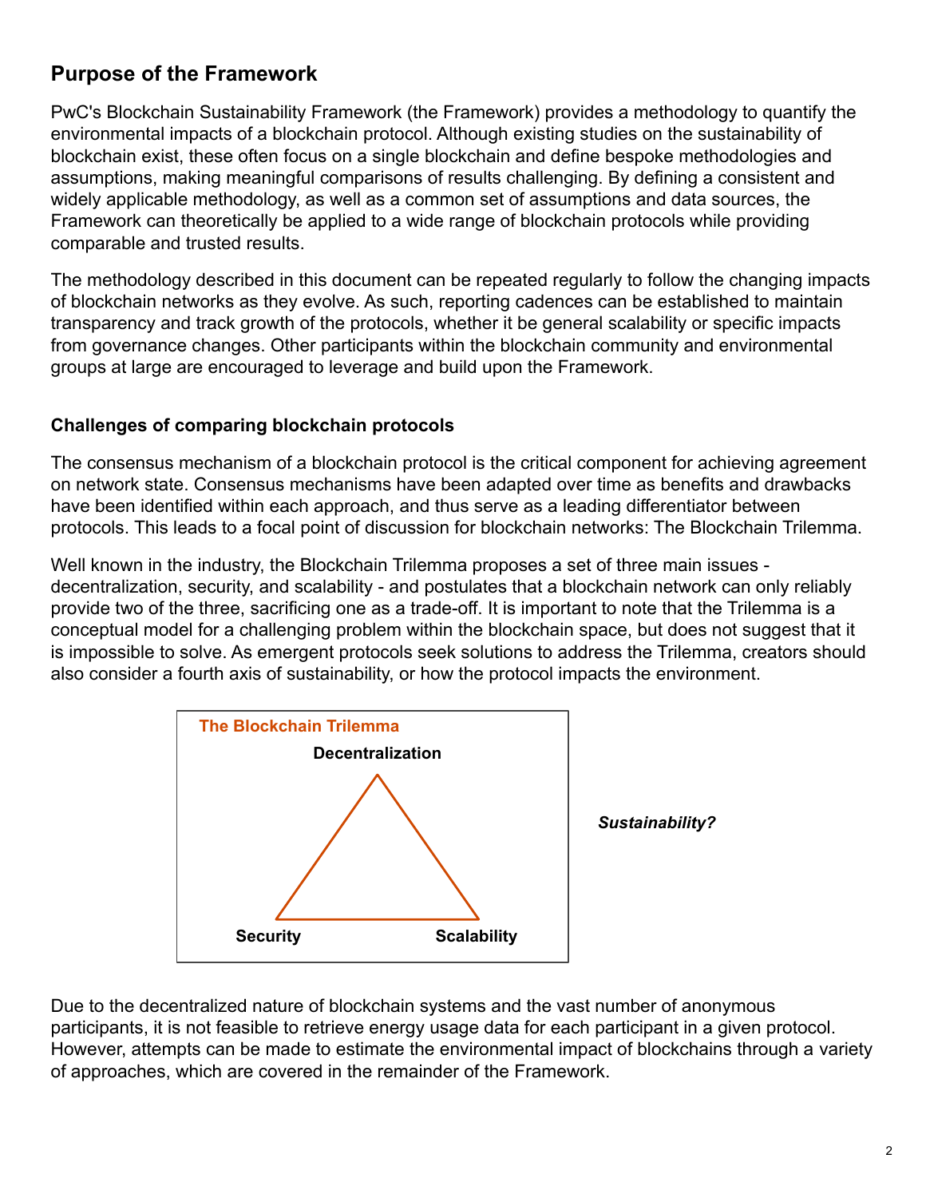## Purpose of the Framework

PwC's Blockchain Sustainability Framework (the Framework) provides a methodology to quantify the environmental impacts of a blockchain protocol. Although existing studies on the sustainability of blockchain exist, these often focus on a single blockchain and define bespoke methodologies and assumptions, making meaningful comparisons of results challenging. By defining a consistent and widely applicable methodology, as well as a common set of assumptions and data sources, the Framework can theoretically be applied to a wide range of blockchain protocols while providing comparable and trusted results.

The methodology described in this document can be repeated regularly to follow the changing impacts of blockchain networks as they evolve. As such, reporting cadences can be established to maintain transparency and track growth of the protocols, whether it be general scalability or specific impacts from governance changes. Other participants within the blockchain community and environmental groups at large are encouraged to leverage and build upon the Framework.

### Challenges of comparing blockchain protocols

The consensus mechanism of a blockchain protocol is the critical component for achieving agreement on network state. Consensus mechanisms have been adapted over time as benefits and drawbacks have been identified within each approach, and thus serve as a leading differentiator between protocols. This leads to a focal point of discussion for blockchain networks: The Blockchain Trilemma.

Well known in the industry, the Blockchain Trilemma proposes a set of three main issues - decentralization, security, and scalability - and postulates that a blockchain network can only reliably provide two of the three, sacrificing one as a trade-off. It is important to note that the Trilemma is a conceptual model for a challenging problem within the blockchain space, but does not suggest that it is impossible to solve. As emergent protocols seek solutions to address the Trilemma, creators should also consider a fourth axis of sustainability, or how the protocol impacts the environment.

**The Blockchain Trilemma**

**Decentralization**

**Security** **Scalability**

***Sustainability?***

Due to the decentralized nature of blockchain systems and the vast number of anonymous participants, it is not feasible to retrieve energy usage data for each participant in a given protocol. However, attempts can be made to estimate the environmental impact of blockchains through a variety of approaches, which are covered in the remainder of the Framework.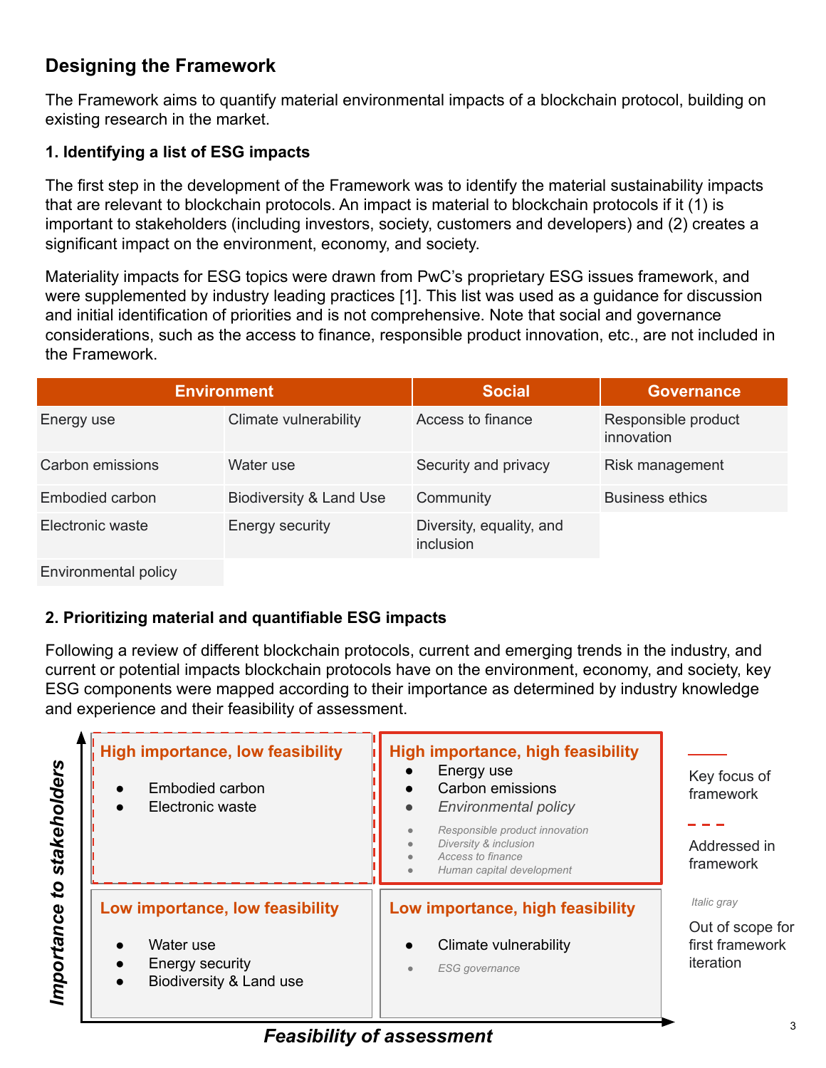## Designing the Framework

The Framework aims to quantify material environmental impacts of a blockchain protocol, building on existing research in the market.

### 1. Identifying a list of ESG impacts

The first step in the development of the Framework was to identify the material sustainability impacts that are relevant to blockchain protocols. An impact is material to blockchain protocols if it (1) is important to stakeholders (including investors, society, customers and developers) and (2) creates a significant impact on the environment, economy, and society.

Materiality impacts for ESG topics were drawn from PwC's proprietary ESG issues framework, and were supplemented by industry leading practices [1]. This list was used as a guidance for discussion and initial identification of priorities and is not comprehensive. Note that social and governance considerations, such as the access to finance, responsible product innovation, etc., are not included in the Framework.

| Environment | | Social | Governance |
|---|---|---|---|
| Energy use | Climate vulnerability | Access to finance | Responsible product innovation |
| Carbon emissions | Water use | Security and privacy | Risk management |
| Embodied carbon | Biodiversity & Land Use | Community | Business ethics |
| Electronic waste | Energy security | Diversity, equality, and inclusion | |
| Environmental policy | | | |

### 2. Prioritizing material and quantifiable ESG impacts

Following a review of different blockchain protocols, current and emerging trends in the industry, and current or potential impacts blockchain protocols have on the environment, economy, and society, key ESG components were mapped according to their importance as determined by industry knowledge and experience and their feasibility of assessment.

**High importance, low feasibility** (Addressed in framework)

- Embodied carbon
- Electronic waste

**High importance, high feasibility** (Key focus of framework)

- Energy use
- Carbon emissions
- *Environmental policy*
- *Responsible product innovation*
- *Diversity & inclusion*
- *Access to finance*
- *Human capital development*

**Low importance, low feasibility**

- Water use
- Energy security
- Biodiversity & Land use

**Low importance, high feasibility**

- Climate vulnerability
- *ESG governance*

*Axes: Importance to stakeholders (vertical); Feasibility of assessment (horizontal)*

Legend:
- Solid line: Key focus of framework
- Dashed line: Addressed in framework
- *Italic gray*: Out of scope for first framework iteration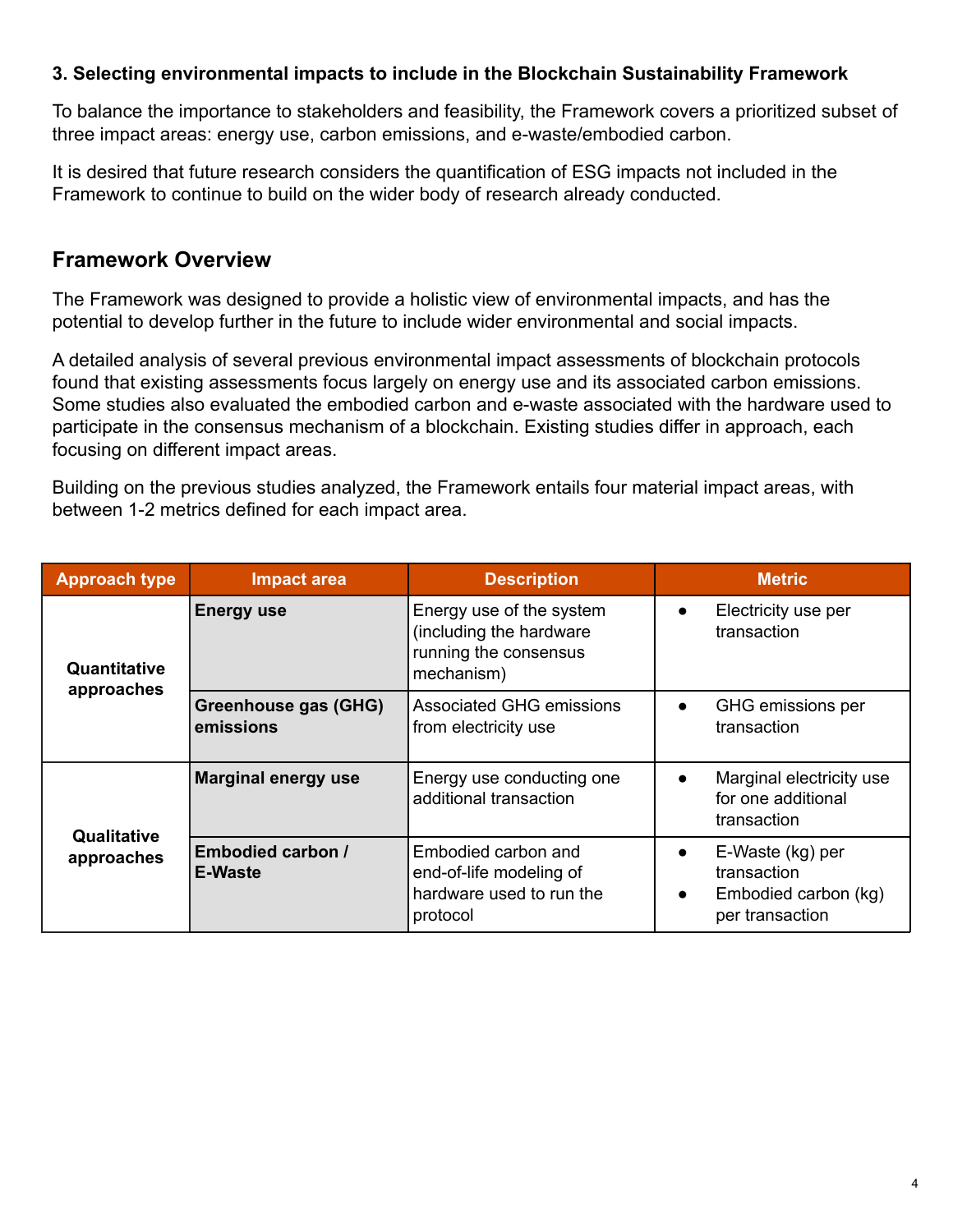**3. Selecting environmental impacts to include in the Blockchain Sustainability Framework**

To balance the importance to stakeholders and feasibility, the Framework covers a prioritized subset of three impact areas: energy use, carbon emissions, and e-waste/embodied carbon.

It is desired that future research considers the quantification of ESG impacts not included in the Framework to continue to build on the wider body of research already conducted.

## Framework Overview

The Framework was designed to provide a holistic view of environmental impacts, and has the potential to develop further in the future to include wider environmental and social impacts.

A detailed analysis of several previous environmental impact assessments of blockchain protocols found that existing assessments focus largely on energy use and its associated carbon emissions. Some studies also evaluated the embodied carbon and e-waste associated with the hardware used to participate in the consensus mechanism of a blockchain. Existing studies differ in approach, each focusing on different impact areas.

Building on the previous studies analyzed, the Framework entails four material impact areas, with between 1-2 metrics defined for each impact area.

| Approach type | Impact area | Description | Metric |
|---|---|---|---|
| **Quantitative approaches** | **Energy use** | Energy use of the system (including the hardware running the consensus mechanism) | • Electricity use per transaction |
| | **Greenhouse gas (GHG) emissions** | Associated GHG emissions from electricity use | • GHG emissions per transaction |
| **Qualitative approaches** | **Marginal energy use** | Energy use conducting one additional transaction | • Marginal electricity use for one additional transaction |
| | **Embodied carbon / E-Waste** | Embodied carbon and end-of-life modeling of hardware used to run the protocol | • E-Waste (kg) per transaction<br>• Embodied carbon (kg) per transaction |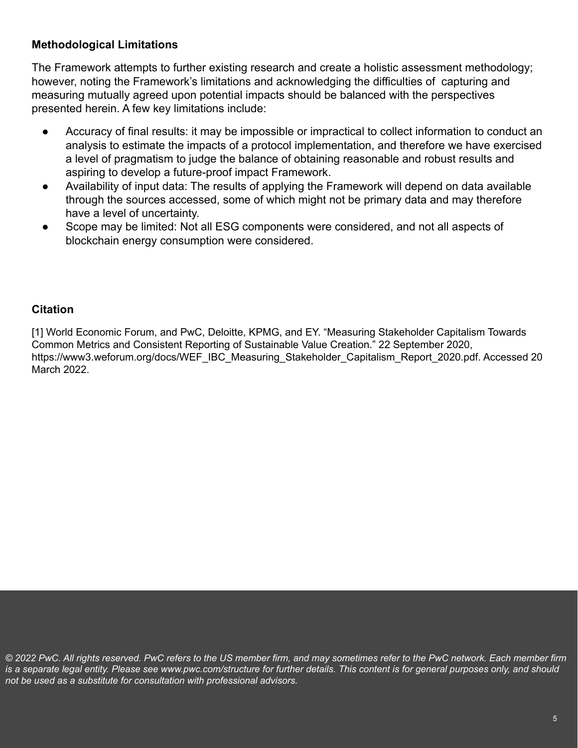## Methodological Limitations

The Framework attempts to further existing research and create a holistic assessment methodology; however, noting the Framework's limitations and acknowledging the difficulties of capturing and measuring mutually agreed upon potential impacts should be balanced with the perspectives presented herein. A few key limitations include:

- Accuracy of final results: it may be impossible or impractical to collect information to conduct an analysis to estimate the impacts of a protocol implementation, and therefore we have exercised a level of pragmatism to judge the balance of obtaining reasonable and robust results and aspiring to develop a future-proof impact Framework.
- Availability of input data: The results of applying the Framework will depend on data available through the sources accessed, some of which might not be primary data and may therefore have a level of uncertainty.
- Scope may be limited: Not all ESG components were considered, and not all aspects of blockchain energy consumption were considered.

## Citation

[1] World Economic Forum, and PwC, Deloitte, KPMG, and EY. "Measuring Stakeholder Capitalism Towards Common Metrics and Consistent Reporting of Sustainable Value Creation." 22 September 2020, https://www3.weforum.org/docs/WEF_IBC_Measuring_Stakeholder_Capitalism_Report_2020.pdf. Accessed 20 March 2022.

*© 2022 PwC. All rights reserved. PwC refers to the US member firm, and may sometimes refer to the PwC network. Each member firm is a separate legal entity. Please see www.pwc.com/structure for further details. This content is for general purposes only, and should not be used as a substitute for consultation with professional advisors.*